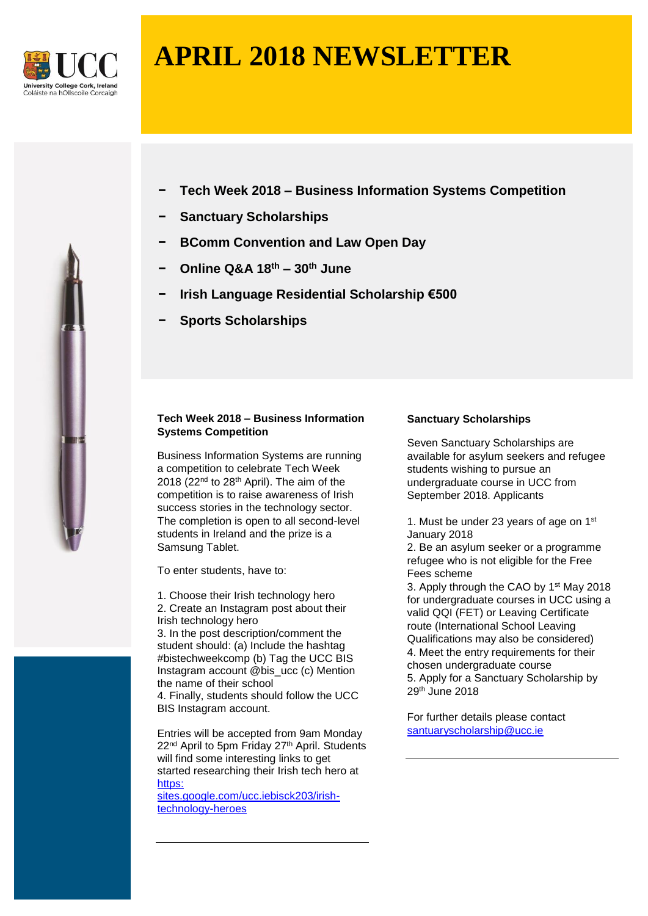# APRIL 2018 NEWSLETTER

- **Tech Week 2018 – Business Information Systems Competition**
- **Sanctuary Scholarships**
- **BComm Convention and Law Open Day**
- **Online Q&A 18th – 30th June**
- **Irish Language Residential Scholarship €500**
- **Sports Scholarships**

### Tech Week 2018 – Business Information Systems Competition

Business Information Systems are running a competition to celebrate Tech Week 2018 (22nd to 28th April). The aim of the competition is to raise awareness of Irish success stories in the technology sector. The completion is open to all second-level students in Ireland and the prize is a Samsung Tablet.

To enter students, have to:

1. Choose their Irish technology hero
2. Create an Instagram post about their Irish technology hero
3. In the post description/comment the student should: (a) Include the hashtag #bistechweekcomp (b) Tag the UCC BIS Instagram account @bis_ucc (c) Mention the name of their school
4. Finally, students should follow the UCC BIS Instagram account.

Entries will be accepted from 9am Monday 22nd April to 5pm Friday 27th April. Students will find some interesting links to get started researching their Irish tech hero at [https: sites.google.com/ucc.iebisck203/irish-technology-heroes](https:sites.google.com/ucc.iebisck203/irish-technology-heroes)

---

### Sanctuary Scholarships

Seven Sanctuary Scholarships are available for asylum seekers and refugee students wishing to pursue an undergraduate course in UCC from September 2018. Applicants

1. Must be under 23 years of age on 1st January 2018
2. Be an asylum seeker or a programme refugee who is not eligible for the Free Fees scheme
3. Apply through the CAO by 1st May 2018 for undergraduate courses in UCC using a valid QQI (FET) or Leaving Certificate route (International School Leaving Qualifications may also be considered)
4. Meet the entry requirements for their chosen undergraduate course
5. Apply for a Sanctuary Scholarship by 29th June 2018

For further details please contact [santuaryscholarship@ucc.ie](mailto:santuaryscholarship@ucc.ie)

---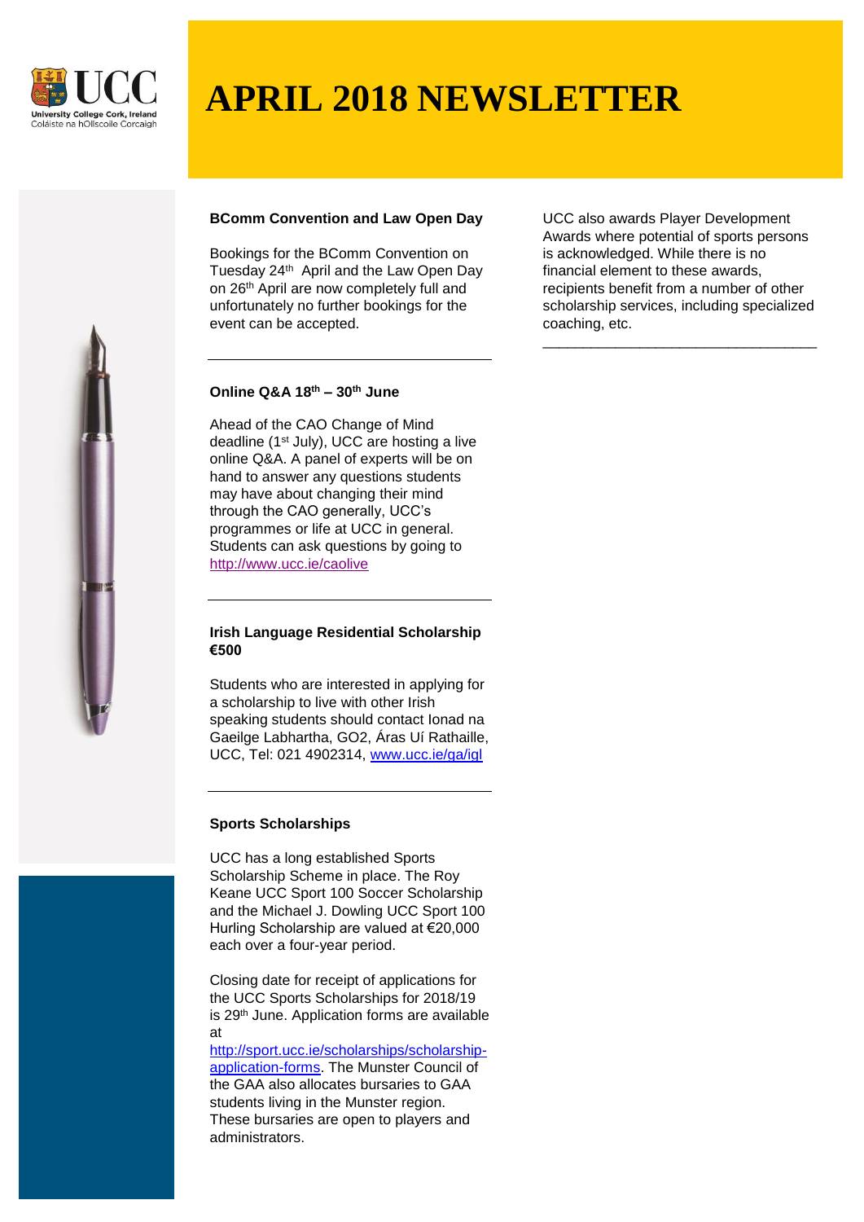# APRIL 2018 NEWSLETTER

### BComm Convention and Law Open Day

Bookings for the BComm Convention on Tuesday 24th April and the Law Open Day on 26th April are now completely full and unfortunately no further bookings for the event can be accepted.

---

### Online Q&A 18th – 30th June

Ahead of the CAO Change of Mind deadline (1st July), UCC are hosting a live online Q&A. A panel of experts will be on hand to answer any questions students may have about changing their mind through the CAO generally, UCC's programmes or life at UCC in general. Students can ask questions by going to http://www.ucc.ie/caolive

---

### Irish Language Residential Scholarship €500

Students who are interested in applying for a scholarship to live with other Irish speaking students should contact Ionad na Gaeilge Labhartha, GO2, Áras Uí Rathaille, UCC, Tel: 021 4902314, www.ucc.ie/ga/igl

---

### Sports Scholarships

UCC has a long established Sports Scholarship Scheme in place. The Roy Keane UCC Sport 100 Soccer Scholarship and the Michael J. Dowling UCC Sport 100 Hurling Scholarship are valued at €20,000 each over a four-year period.

Closing date for receipt of applications for the UCC Sports Scholarships for 2018/19 is 29th June. Application forms are available at http://sport.ucc.ie/scholarships/scholarship-application-forms. The Munster Council of the GAA also allocates bursaries to GAA students living in the Munster region. These bursaries are open to players and administrators.

UCC also awards Player Development Awards where potential of sports persons is acknowledged. While there is no financial element to these awards, recipients benefit from a number of other scholarship services, including specialized coaching, etc.

---